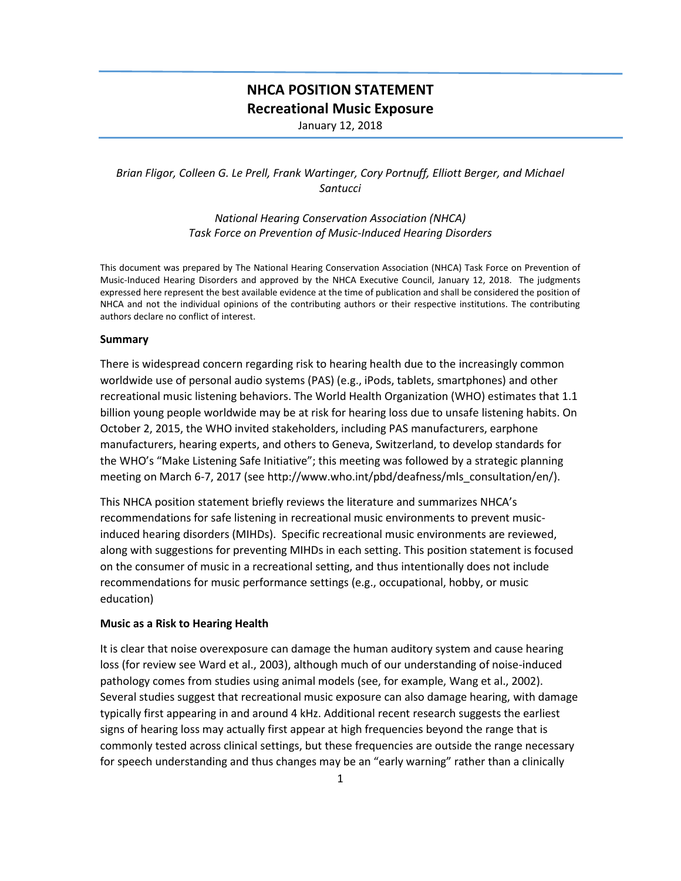# NHCA POSITION STATEMENT
## Recreational Music Exposure

January 12, 2018

*Brian Fligor, Colleen G. Le Prell, Frank Wartinger, Cory Portnuff, Elliott Berger, and Michael Santucci*

*National Hearing Conservation Association (NHCA)*
*Task Force on Prevention of Music-Induced Hearing Disorders*

This document was prepared by The National Hearing Conservation Association (NHCA) Task Force on Prevention of Music-Induced Hearing Disorders and approved by the NHCA Executive Council, January 12, 2018. The judgments expressed here represent the best available evidence at the time of publication and shall be considered the position of NHCA and not the individual opinions of the contributing authors or their respective institutions. The contributing authors declare no conflict of interest.

**Summary**

There is widespread concern regarding risk to hearing health due to the increasingly common worldwide use of personal audio systems (PAS) (e.g., iPods, tablets, smartphones) and other recreational music listening behaviors. The World Health Organization (WHO) estimates that 1.1 billion young people worldwide may be at risk for hearing loss due to unsafe listening habits. On October 2, 2015, the WHO invited stakeholders, including PAS manufacturers, earphone manufacturers, hearing experts, and others to Geneva, Switzerland, to develop standards for the WHO's "Make Listening Safe Initiative"; this meeting was followed by a strategic planning meeting on March 6-7, 2017 (see http://www.who.int/pbd/deafness/mls_consultation/en/).

This NHCA position statement briefly reviews the literature and summarizes NHCA's recommendations for safe listening in recreational music environments to prevent music-induced hearing disorders (MIHDs). Specific recreational music environments are reviewed, along with suggestions for preventing MIHDs in each setting. This position statement is focused on the consumer of music in a recreational setting, and thus intentionally does not include recommendations for music performance settings (e.g., occupational, hobby, or music education)

**Music as a Risk to Hearing Health**

It is clear that noise overexposure can damage the human auditory system and cause hearing loss (for review see Ward et al., 2003), although much of our understanding of noise-induced pathology comes from studies using animal models (see, for example, Wang et al., 2002). Several studies suggest that recreational music exposure can also damage hearing, with damage typically first appearing in and around 4 kHz. Additional recent research suggests the earliest signs of hearing loss may actually first appear at high frequencies beyond the range that is commonly tested across clinical settings, but these frequencies are outside the range necessary for speech understanding and thus changes may be an "early warning" rather than a clinically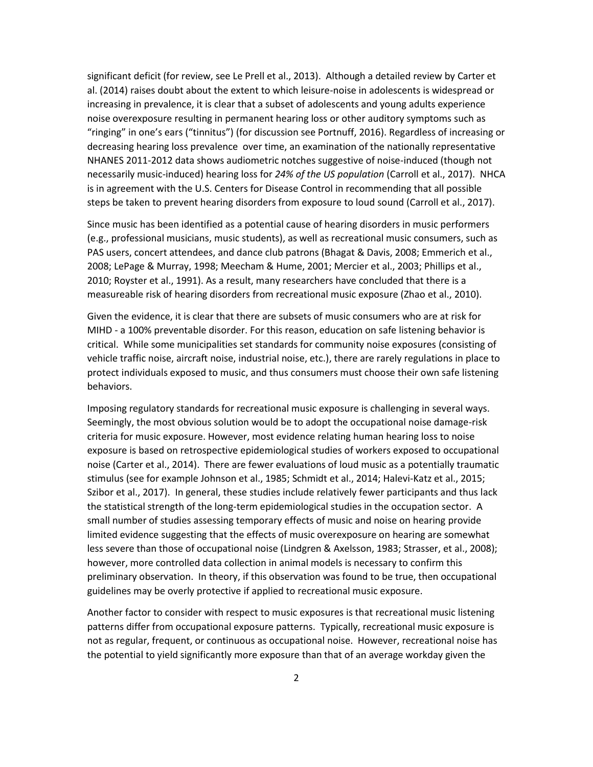significant deficit (for review, see Le Prell et al., 2013). Although a detailed review by Carter et al. (2014) raises doubt about the extent to which leisure-noise in adolescents is widespread or increasing in prevalence, it is clear that a subset of adolescents and young adults experience noise overexposure resulting in permanent hearing loss or other auditory symptoms such as "ringing" in one's ears ("tinnitus") (for discussion see Portnuff, 2016). Regardless of increasing or decreasing hearing loss prevalence over time, an examination of the nationally representative NHANES 2011-2012 data shows audiometric notches suggestive of noise-induced (though not necessarily music-induced) hearing loss for *24% of the US population* (Carroll et al., 2017). NHCA is in agreement with the U.S. Centers for Disease Control in recommending that all possible steps be taken to prevent hearing disorders from exposure to loud sound (Carroll et al., 2017).

Since music has been identified as a potential cause of hearing disorders in music performers (e.g., professional musicians, music students), as well as recreational music consumers, such as PAS users, concert attendees, and dance club patrons (Bhagat & Davis, 2008; Emmerich et al., 2008; LePage & Murray, 1998; Meecham & Hume, 2001; Mercier et al., 2003; Phillips et al., 2010; Royster et al., 1991). As a result, many researchers have concluded that there is a measureable risk of hearing disorders from recreational music exposure (Zhao et al., 2010).

Given the evidence, it is clear that there are subsets of music consumers who are at risk for MIHD - a 100% preventable disorder. For this reason, education on safe listening behavior is critical. While some municipalities set standards for community noise exposures (consisting of vehicle traffic noise, aircraft noise, industrial noise, etc.), there are rarely regulations in place to protect individuals exposed to music, and thus consumers must choose their own safe listening behaviors.

Imposing regulatory standards for recreational music exposure is challenging in several ways. Seemingly, the most obvious solution would be to adopt the occupational noise damage-risk criteria for music exposure. However, most evidence relating human hearing loss to noise exposure is based on retrospective epidemiological studies of workers exposed to occupational noise (Carter et al., 2014). There are fewer evaluations of loud music as a potentially traumatic stimulus (see for example Johnson et al., 1985; Schmidt et al., 2014; Halevi-Katz et al., 2015; Szibor et al., 2017). In general, these studies include relatively fewer participants and thus lack the statistical strength of the long-term epidemiological studies in the occupation sector. A small number of studies assessing temporary effects of music and noise on hearing provide limited evidence suggesting that the effects of music overexposure on hearing are somewhat less severe than those of occupational noise (Lindgren & Axelsson, 1983; Strasser, et al., 2008); however, more controlled data collection in animal models is necessary to confirm this preliminary observation. In theory, if this observation was found to be true, then occupational guidelines may be overly protective if applied to recreational music exposure.

Another factor to consider with respect to music exposures is that recreational music listening patterns differ from occupational exposure patterns. Typically, recreational music exposure is not as regular, frequent, or continuous as occupational noise. However, recreational noise has the potential to yield significantly more exposure than that of an average workday given the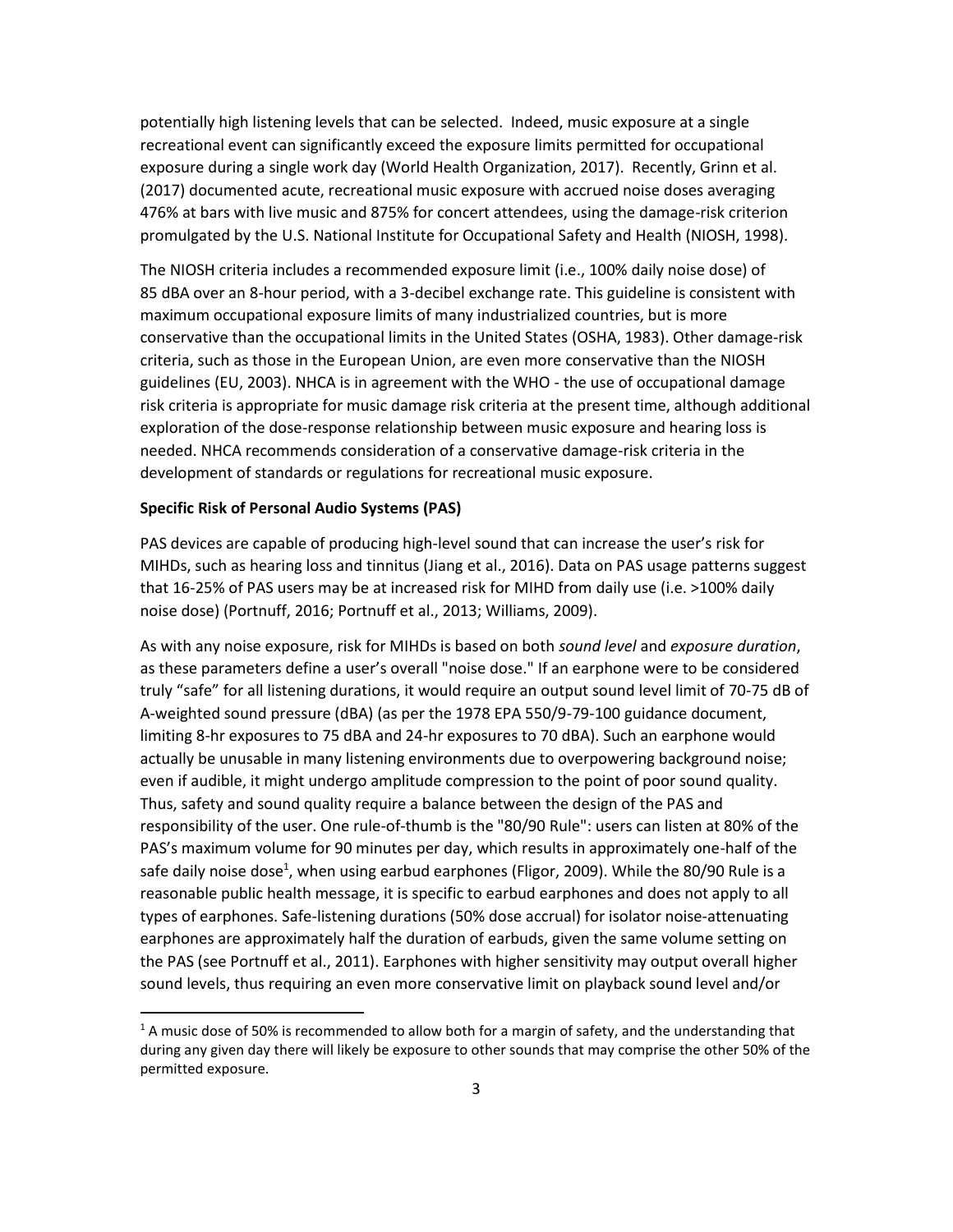potentially high listening levels that can be selected. Indeed, music exposure at a single recreational event can significantly exceed the exposure limits permitted for occupational exposure during a single work day (World Health Organization, 2017). Recently, Grinn et al. (2017) documented acute, recreational music exposure with accrued noise doses averaging 476% at bars with live music and 875% for concert attendees, using the damage-risk criterion promulgated by the U.S. National Institute for Occupational Safety and Health (NIOSH, 1998).

The NIOSH criteria includes a recommended exposure limit (i.e., 100% daily noise dose) of 85 dBA over an 8-hour period, with a 3-decibel exchange rate. This guideline is consistent with maximum occupational exposure limits of many industrialized countries, but is more conservative than the occupational limits in the United States (OSHA, 1983). Other damage-risk criteria, such as those in the European Union, are even more conservative than the NIOSH guidelines (EU, 2003). NHCA is in agreement with the WHO - the use of occupational damage risk criteria is appropriate for music damage risk criteria at the present time, although additional exploration of the dose-response relationship between music exposure and hearing loss is needed. NHCA recommends consideration of a conservative damage-risk criteria in the development of standards or regulations for recreational music exposure.

**Specific Risk of Personal Audio Systems (PAS)**

PAS devices are capable of producing high-level sound that can increase the user's risk for MIHDs, such as hearing loss and tinnitus (Jiang et al., 2016). Data on PAS usage patterns suggest that 16-25% of PAS users may be at increased risk for MIHD from daily use (i.e. >100% daily noise dose) (Portnuff, 2016; Portnuff et al., 2013; Williams, 2009).

As with any noise exposure, risk for MIHDs is based on both *sound level* and *exposure duration*, as these parameters define a user's overall "noise dose." If an earphone were to be considered truly "safe" for all listening durations, it would require an output sound level limit of 70-75 dB of A-weighted sound pressure (dBA) (as per the 1978 EPA 550/9-79-100 guidance document, limiting 8-hr exposures to 75 dBA and 24-hr exposures to 70 dBA). Such an earphone would actually be unusable in many listening environments due to overpowering background noise; even if audible, it might undergo amplitude compression to the point of poor sound quality. Thus, safety and sound quality require a balance between the design of the PAS and responsibility of the user. One rule-of-thumb is the "80/90 Rule": users can listen at 80% of the PAS's maximum volume for 90 minutes per day, which results in approximately one-half of the safe daily noise dose[1], when using earbud earphones (Fligor, 2009). While the 80/90 Rule is a reasonable public health message, it is specific to earbud earphones and does not apply to all types of earphones. Safe-listening durations (50% dose accrual) for isolator noise-attenuating earphones are approximately half the duration of earbuds, given the same volume setting on the PAS (see Portnuff et al., 2011). Earphones with higher sensitivity may output overall higher sound levels, thus requiring an even more conservative limit on playback sound level and/or

[1] A music dose of 50% is recommended to allow both for a margin of safety, and the understanding that during any given day there will likely be exposure to other sounds that may comprise the other 50% of the permitted exposure.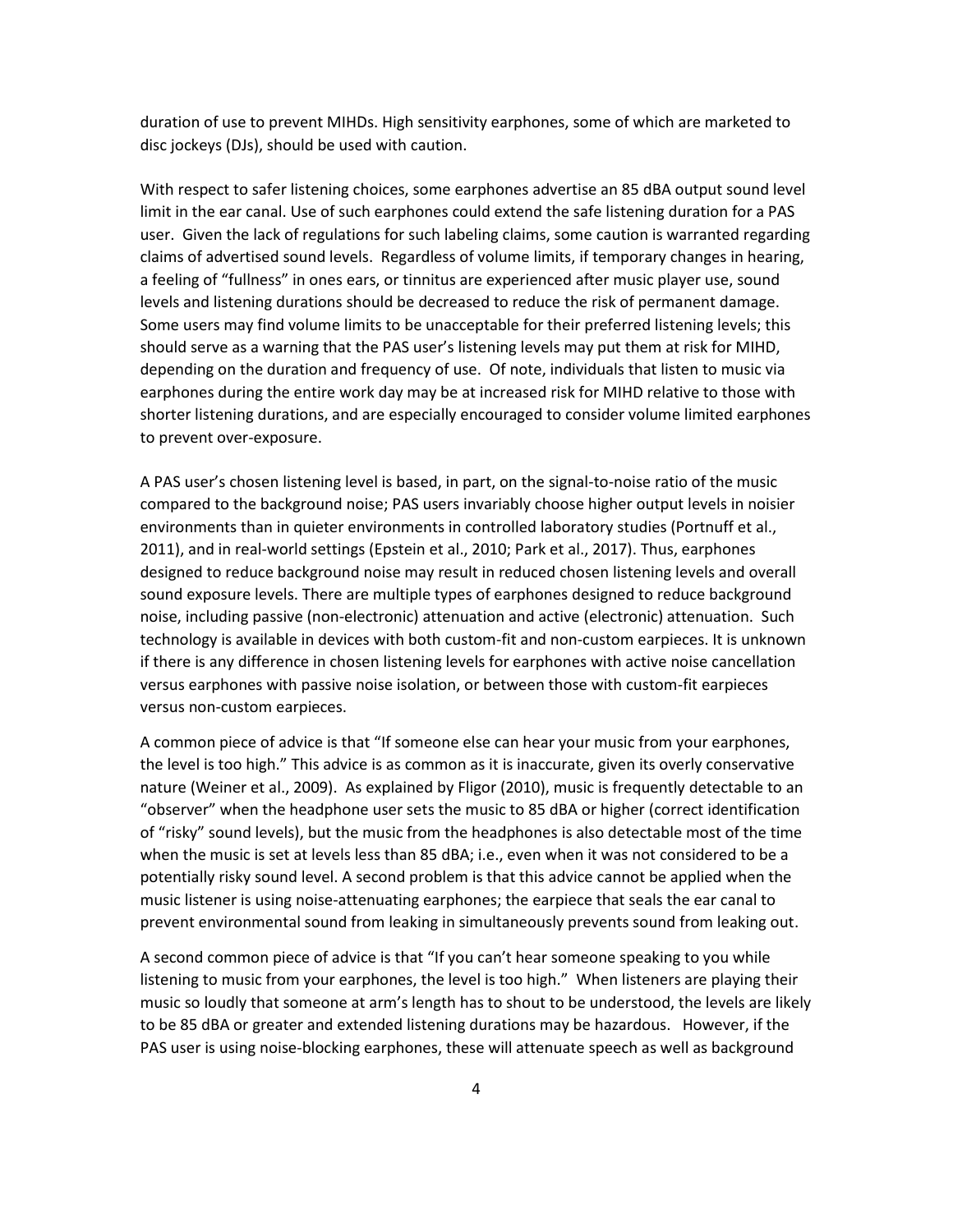duration of use to prevent MIHDs. High sensitivity earphones, some of which are marketed to disc jockeys (DJs), should be used with caution.

With respect to safer listening choices, some earphones advertise an 85 dBA output sound level limit in the ear canal. Use of such earphones could extend the safe listening duration for a PAS user. Given the lack of regulations for such labeling claims, some caution is warranted regarding claims of advertised sound levels. Regardless of volume limits, if temporary changes in hearing, a feeling of "fullness" in ones ears, or tinnitus are experienced after music player use, sound levels and listening durations should be decreased to reduce the risk of permanent damage. Some users may find volume limits to be unacceptable for their preferred listening levels; this should serve as a warning that the PAS user's listening levels may put them at risk for MIHD, depending on the duration and frequency of use. Of note, individuals that listen to music via earphones during the entire work day may be at increased risk for MIHD relative to those with shorter listening durations, and are especially encouraged to consider volume limited earphones to prevent over-exposure.

A PAS user's chosen listening level is based, in part, on the signal-to-noise ratio of the music compared to the background noise; PAS users invariably choose higher output levels in noisier environments than in quieter environments in controlled laboratory studies (Portnuff et al., 2011), and in real-world settings (Epstein et al., 2010; Park et al., 2017). Thus, earphones designed to reduce background noise may result in reduced chosen listening levels and overall sound exposure levels. There are multiple types of earphones designed to reduce background noise, including passive (non-electronic) attenuation and active (electronic) attenuation. Such technology is available in devices with both custom-fit and non-custom earpieces. It is unknown if there is any difference in chosen listening levels for earphones with active noise cancellation versus earphones with passive noise isolation, or between those with custom-fit earpieces versus non-custom earpieces.

A common piece of advice is that "If someone else can hear your music from your earphones, the level is too high." This advice is as common as it is inaccurate, given its overly conservative nature (Weiner et al., 2009). As explained by Fligor (2010), music is frequently detectable to an "observer" when the headphone user sets the music to 85 dBA or higher (correct identification of "risky" sound levels), but the music from the headphones is also detectable most of the time when the music is set at levels less than 85 dBA; i.e., even when it was not considered to be a potentially risky sound level. A second problem is that this advice cannot be applied when the music listener is using noise-attenuating earphones; the earpiece that seals the ear canal to prevent environmental sound from leaking in simultaneously prevents sound from leaking out.

A second common piece of advice is that "If you can't hear someone speaking to you while listening to music from your earphones, the level is too high." When listeners are playing their music so loudly that someone at arm's length has to shout to be understood, the levels are likely to be 85 dBA or greater and extended listening durations may be hazardous. However, if the PAS user is using noise-blocking earphones, these will attenuate speech as well as background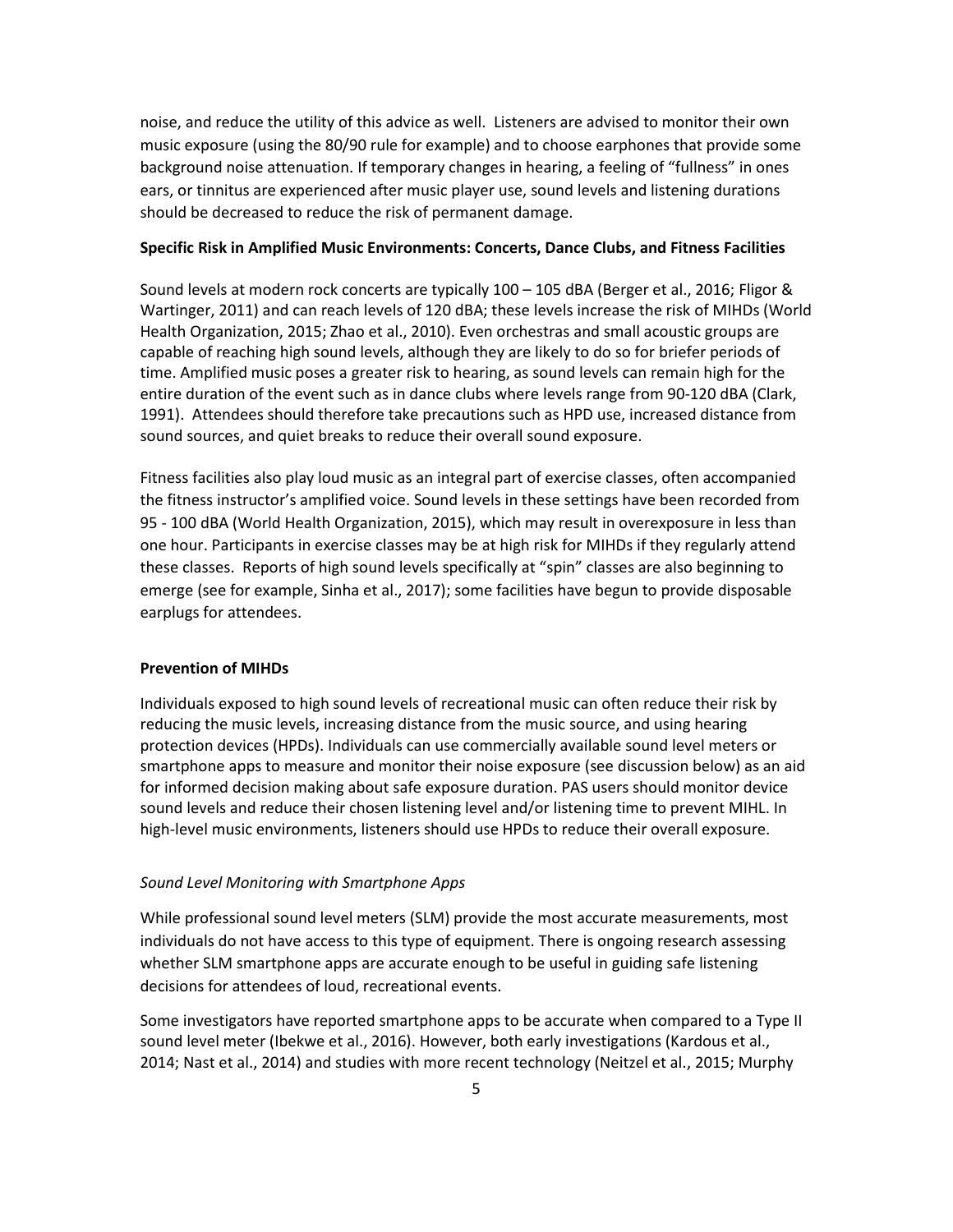noise, and reduce the utility of this advice as well. Listeners are advised to monitor their own music exposure (using the 80/90 rule for example) and to choose earphones that provide some background noise attenuation. If temporary changes in hearing, a feeling of "fullness" in ones ears, or tinnitus are experienced after music player use, sound levels and listening durations should be decreased to reduce the risk of permanent damage.

**Specific Risk in Amplified Music Environments: Concerts, Dance Clubs, and Fitness Facilities**

Sound levels at modern rock concerts are typically 100 – 105 dBA (Berger et al., 2016; Fligor & Wartinger, 2011) and can reach levels of 120 dBA; these levels increase the risk of MIHDs (World Health Organization, 2015; Zhao et al., 2010). Even orchestras and small acoustic groups are capable of reaching high sound levels, although they are likely to do so for briefer periods of time. Amplified music poses a greater risk to hearing, as sound levels can remain high for the entire duration of the event such as in dance clubs where levels range from 90-120 dBA (Clark, 1991). Attendees should therefore take precautions such as HPD use, increased distance from sound sources, and quiet breaks to reduce their overall sound exposure.

Fitness facilities also play loud music as an integral part of exercise classes, often accompanied the fitness instructor's amplified voice. Sound levels in these settings have been recorded from 95 - 100 dBA (World Health Organization, 2015), which may result in overexposure in less than one hour. Participants in exercise classes may be at high risk for MIHDs if they regularly attend these classes. Reports of high sound levels specifically at "spin" classes are also beginning to emerge (see for example, Sinha et al., 2017); some facilities have begun to provide disposable earplugs for attendees.

**Prevention of MIHDs**

Individuals exposed to high sound levels of recreational music can often reduce their risk by reducing the music levels, increasing distance from the music source, and using hearing protection devices (HPDs). Individuals can use commercially available sound level meters or smartphone apps to measure and monitor their noise exposure (see discussion below) as an aid for informed decision making about safe exposure duration. PAS users should monitor device sound levels and reduce their chosen listening level and/or listening time to prevent MIHL. In high-level music environments, listeners should use HPDs to reduce their overall exposure.

*Sound Level Monitoring with Smartphone Apps*

While professional sound level meters (SLM) provide the most accurate measurements, most individuals do not have access to this type of equipment. There is ongoing research assessing whether SLM smartphone apps are accurate enough to be useful in guiding safe listening decisions for attendees of loud, recreational events.

Some investigators have reported smartphone apps to be accurate when compared to a Type II sound level meter (Ibekwe et al., 2016). However, both early investigations (Kardous et al., 2014; Nast et al., 2014) and studies with more recent technology (Neitzel et al., 2015; Murphy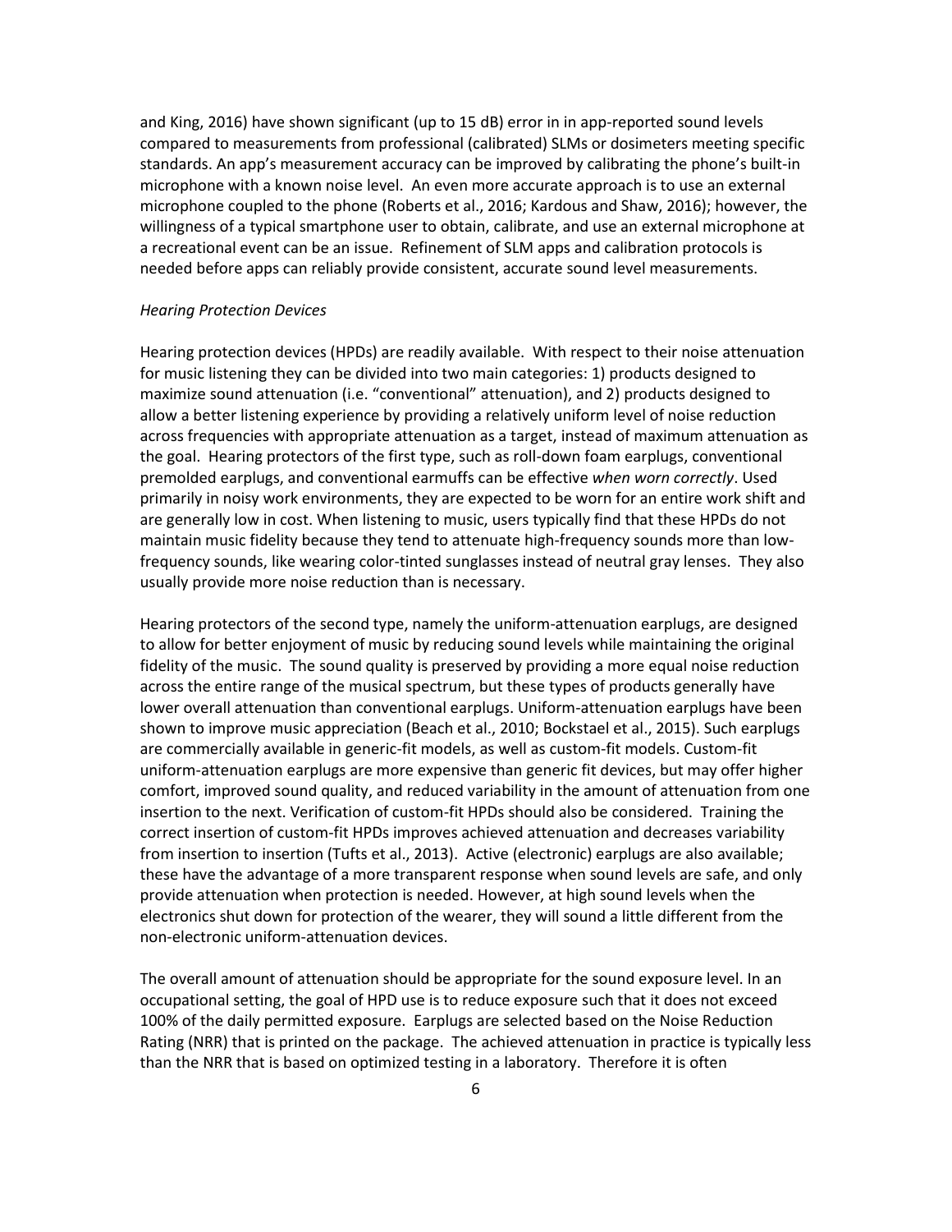and King, 2016) have shown significant (up to 15 dB) error in in app-reported sound levels compared to measurements from professional (calibrated) SLMs or dosimeters meeting specific standards. An app's measurement accuracy can be improved by calibrating the phone's built-in microphone with a known noise level. An even more accurate approach is to use an external microphone coupled to the phone (Roberts et al., 2016; Kardous and Shaw, 2016); however, the willingness of a typical smartphone user to obtain, calibrate, and use an external microphone at a recreational event can be an issue. Refinement of SLM apps and calibration protocols is needed before apps can reliably provide consistent, accurate sound level measurements.

*Hearing Protection Devices*

Hearing protection devices (HPDs) are readily available. With respect to their noise attenuation for music listening they can be divided into two main categories: 1) products designed to maximize sound attenuation (i.e. "conventional" attenuation), and 2) products designed to allow a better listening experience by providing a relatively uniform level of noise reduction across frequencies with appropriate attenuation as a target, instead of maximum attenuation as the goal. Hearing protectors of the first type, such as roll-down foam earplugs, conventional premolded earplugs, and conventional earmuffs can be effective *when worn correctly*. Used primarily in noisy work environments, they are expected to be worn for an entire work shift and are generally low in cost. When listening to music, users typically find that these HPDs do not maintain music fidelity because they tend to attenuate high-frequency sounds more than low-frequency sounds, like wearing color-tinted sunglasses instead of neutral gray lenses. They also usually provide more noise reduction than is necessary.

Hearing protectors of the second type, namely the uniform-attenuation earplugs, are designed to allow for better enjoyment of music by reducing sound levels while maintaining the original fidelity of the music. The sound quality is preserved by providing a more equal noise reduction across the entire range of the musical spectrum, but these types of products generally have lower overall attenuation than conventional earplugs. Uniform-attenuation earplugs have been shown to improve music appreciation (Beach et al., 2010; Bockstael et al., 2015). Such earplugs are commercially available in generic-fit models, as well as custom-fit models. Custom-fit uniform-attenuation earplugs are more expensive than generic fit devices, but may offer higher comfort, improved sound quality, and reduced variability in the amount of attenuation from one insertion to the next. Verification of custom-fit HPDs should also be considered. Training the correct insertion of custom-fit HPDs improves achieved attenuation and decreases variability from insertion to insertion (Tufts et al., 2013). Active (electronic) earplugs are also available; these have the advantage of a more transparent response when sound levels are safe, and only provide attenuation when protection is needed. However, at high sound levels when the electronics shut down for protection of the wearer, they will sound a little different from the non-electronic uniform-attenuation devices.

The overall amount of attenuation should be appropriate for the sound exposure level. In an occupational setting, the goal of HPD use is to reduce exposure such that it does not exceed 100% of the daily permitted exposure. Earplugs are selected based on the Noise Reduction Rating (NRR) that is printed on the package. The achieved attenuation in practice is typically less than the NRR that is based on optimized testing in a laboratory. Therefore it is often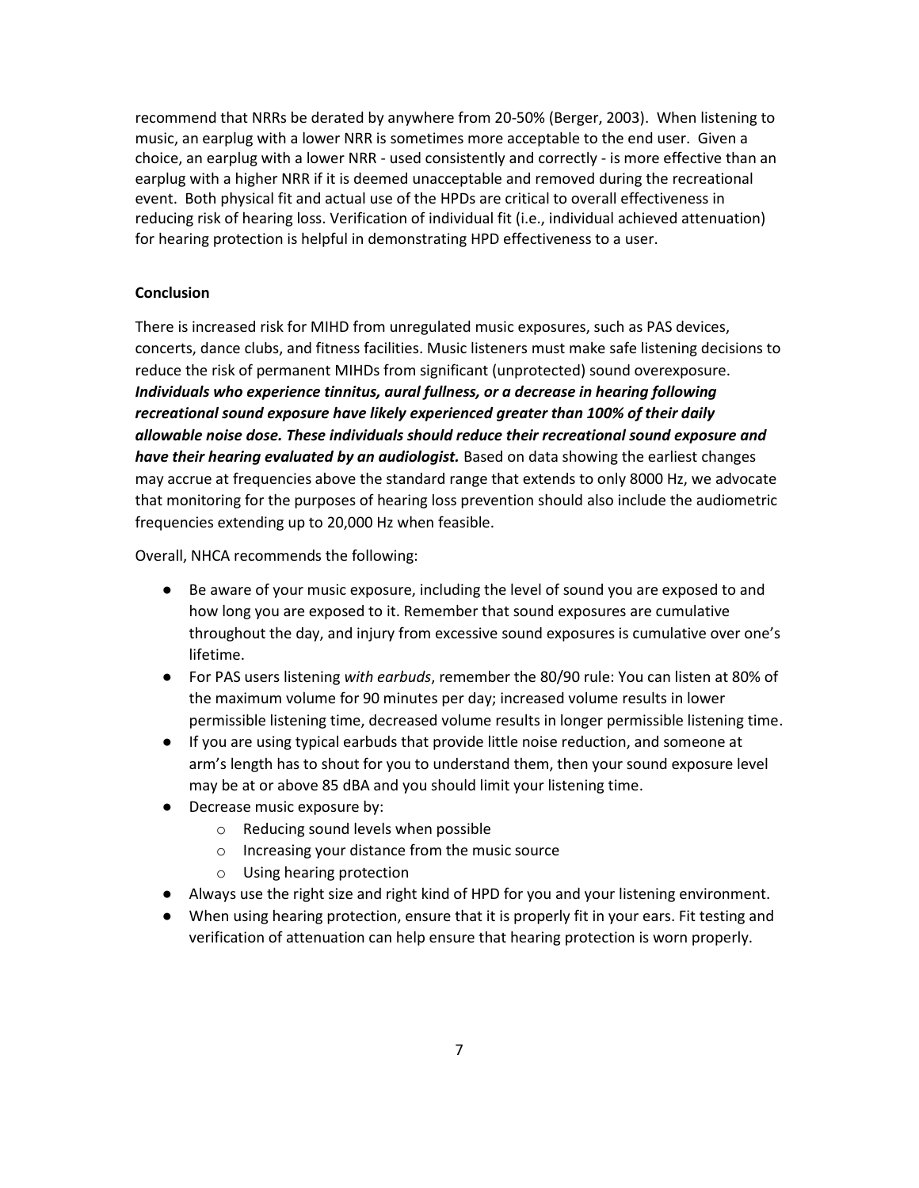recommend that NRRs be derated by anywhere from 20-50% (Berger, 2003). When listening to music, an earplug with a lower NRR is sometimes more acceptable to the end user. Given a choice, an earplug with a lower NRR - used consistently and correctly - is more effective than an earplug with a higher NRR if it is deemed unacceptable and removed during the recreational event. Both physical fit and actual use of the HPDs are critical to overall effectiveness in reducing risk of hearing loss. Verification of individual fit (i.e., individual achieved attenuation) for hearing protection is helpful in demonstrating HPD effectiveness to a user.

**Conclusion**

There is increased risk for MIHD from unregulated music exposures, such as PAS devices, concerts, dance clubs, and fitness facilities. Music listeners must make safe listening decisions to reduce the risk of permanent MIHDs from significant (unprotected) sound overexposure. ***Individuals who experience tinnitus, aural fullness, or a decrease in hearing following recreational sound exposure have likely experienced greater than 100% of their daily allowable noise dose. These individuals should reduce their recreational sound exposure and have their hearing evaluated by an audiologist.*** Based on data showing the earliest changes may accrue at frequencies above the standard range that extends to only 8000 Hz, we advocate that monitoring for the purposes of hearing loss prevention should also include the audiometric frequencies extending up to 20,000 Hz when feasible.

Overall, NHCA recommends the following:

- Be aware of your music exposure, including the level of sound you are exposed to and how long you are exposed to it. Remember that sound exposures are cumulative throughout the day, and injury from excessive sound exposures is cumulative over one's lifetime.
- For PAS users listening *with earbuds*, remember the 80/90 rule: You can listen at 80% of the maximum volume for 90 minutes per day; increased volume results in lower permissible listening time, decreased volume results in longer permissible listening time.
- If you are using typical earbuds that provide little noise reduction, and someone at arm's length has to shout for you to understand them, then your sound exposure level may be at or above 85 dBA and you should limit your listening time.
- Decrease music exposure by:
  - Reducing sound levels when possible
  - Increasing your distance from the music source
  - Using hearing protection
- Always use the right size and right kind of HPD for you and your listening environment.
- When using hearing protection, ensure that it is properly fit in your ears. Fit testing and verification of attenuation can help ensure that hearing protection is worn properly.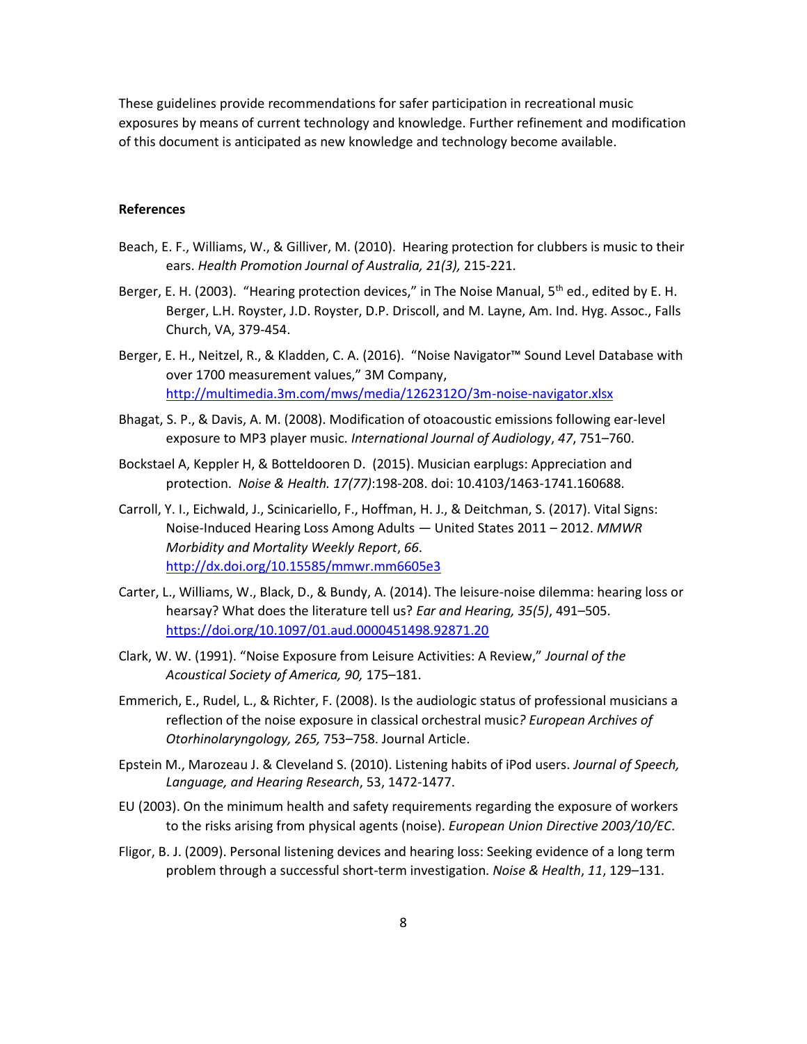These guidelines provide recommendations for safer participation in recreational music exposures by means of current technology and knowledge. Further refinement and modification of this document is anticipated as new knowledge and technology become available.

**References**

Beach, E. F., Williams, W., & Gilliver, M. (2010). Hearing protection for clubbers is music to their ears. *Health Promotion Journal of Australia, 21(3),* 215-221.

Berger, E. H. (2003). "Hearing protection devices," in The Noise Manual, 5th ed., edited by E. H. Berger, L.H. Royster, J.D. Royster, D.P. Driscoll, and M. Layne, Am. Ind. Hyg. Assoc., Falls Church, VA, 379-454.

Berger, E. H., Neitzel, R., & Kladden, C. A. (2016). "Noise Navigator™ Sound Level Database with over 1700 measurement values," 3M Company, http://multimedia.3m.com/mws/media/1262312O/3m-noise-navigator.xlsx

Bhagat, S. P., & Davis, A. M. (2008). Modification of otoacoustic emissions following ear-level exposure to MP3 player music. *International Journal of Audiology*, *47*, 751–760.

Bockstael A, Keppler H, & Botteldooren D. (2015). Musician earplugs: Appreciation and protection. *Noise & Health. 17(77)*:198-208. doi: 10.4103/1463-1741.160688.

Carroll, Y. I., Eichwald, J., Scinicariello, F., Hoffman, H. J., & Deitchman, S. (2017). Vital Signs: Noise-Induced Hearing Loss Among Adults — United States 2011 – 2012. *MMWR Morbidity and Mortality Weekly Report*, *66*. http://dx.doi.org/10.15585/mmwr.mm6605e3

Carter, L., Williams, W., Black, D., & Bundy, A. (2014). The leisure-noise dilemma: hearing loss or hearsay? What does the literature tell us? *Ear and Hearing, 35(5)*, 491–505. https://doi.org/10.1097/01.aud.0000451498.92871.20

Clark, W. W. (1991). "Noise Exposure from Leisure Activities: A Review," *Journal of the Acoustical Society of America, 90,* 175–181.

Emmerich, E., Rudel, L., & Richter, F. (2008). Is the audiologic status of professional musicians a reflection of the noise exposure in classical orchestral music*? European Archives of Otorhinolaryngology, 265,* 753–758. Journal Article.

Epstein M., Marozeau J. & Cleveland S. (2010). Listening habits of iPod users. *Journal of Speech, Language, and Hearing Research*, 53, 1472-1477.

EU (2003). On the minimum health and safety requirements regarding the exposure of workers to the risks arising from physical agents (noise). *European Union Directive 2003/10/EC*.

Fligor, B. J. (2009). Personal listening devices and hearing loss: Seeking evidence of a long term problem through a successful short-term investigation. *Noise & Health*, *11*, 129–131.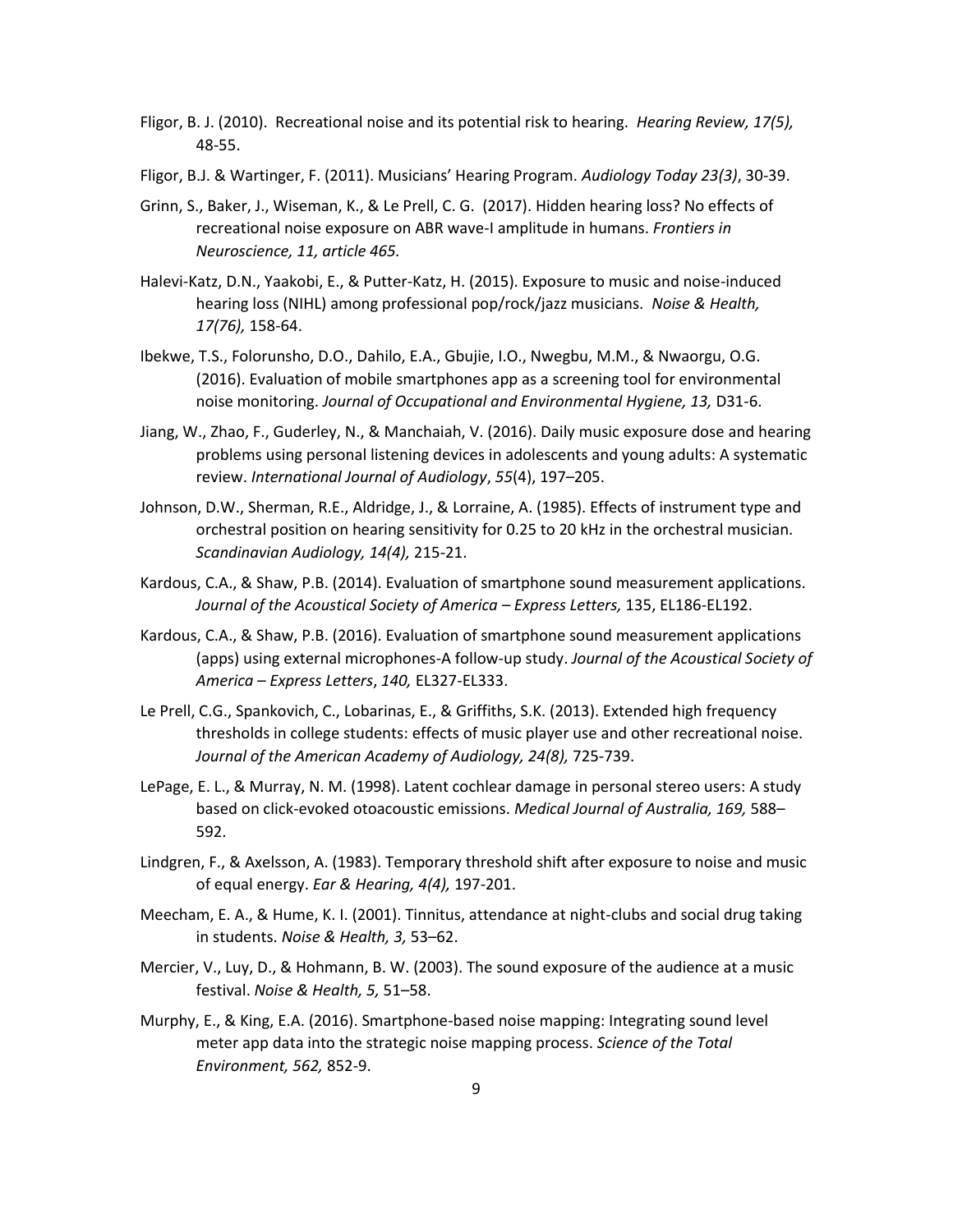Fligor, B. J. (2010). Recreational noise and its potential risk to hearing. *Hearing Review, 17(5),* 48-55.

Fligor, B.J. & Wartinger, F. (2011). Musicians' Hearing Program. *Audiology Today 23(3)*, 30-39.

Grinn, S., Baker, J., Wiseman, K., & Le Prell, C. G. (2017). Hidden hearing loss? No effects of recreational noise exposure on ABR wave-I amplitude in humans. *Frontiers in Neuroscience, 11, article 465.*

Halevi-Katz, D.N., Yaakobi, E., & Putter-Katz, H. (2015). Exposure to music and noise-induced hearing loss (NIHL) among professional pop/rock/jazz musicians. *Noise & Health, 17(76),* 158-64.

Ibekwe, T.S., Folorunsho, D.O., Dahilo, E.A., Gbujie, I.O., Nwegbu, M.M., & Nwaorgu, O.G. (2016). Evaluation of mobile smartphones app as a screening tool for environmental noise monitoring. *Journal of Occupational and Environmental Hygiene, 13,* D31-6.

Jiang, W., Zhao, F., Guderley, N., & Manchaiah, V. (2016). Daily music exposure dose and hearing problems using personal listening devices in adolescents and young adults: A systematic review. *International Journal of Audiology*, *55*(4), 197–205.

Johnson, D.W., Sherman, R.E., Aldridge, J., & Lorraine, A. (1985). Effects of instrument type and orchestral position on hearing sensitivity for 0.25 to 20 kHz in the orchestral musician. *Scandinavian Audiology, 14(4),* 215-21.

Kardous, C.A., & Shaw, P.B. (2014). Evaluation of smartphone sound measurement applications. *Journal of the Acoustical Society of America – Express Letters,* 135, EL186-EL192.

Kardous, C.A., & Shaw, P.B. (2016). Evaluation of smartphone sound measurement applications (apps) using external microphones-A follow-up study. *Journal of the Acoustical Society of America – Express Letters*, *140,* EL327-EL333.

Le Prell, C.G., Spankovich, C., Lobarinas, E., & Griffiths, S.K. (2013). Extended high frequency thresholds in college students: effects of music player use and other recreational noise. *Journal of the American Academy of Audiology, 24(8),* 725-739.

LePage, E. L., & Murray, N. M. (1998). Latent cochlear damage in personal stereo users: A study based on click-evoked otoacoustic emissions. *Medical Journal of Australia, 169,* 588–592.

Lindgren, F., & Axelsson, A. (1983). Temporary threshold shift after exposure to noise and music of equal energy. *Ear & Hearing, 4(4),* 197-201.

Meecham, E. A., & Hume, K. I. (2001). Tinnitus, attendance at night-clubs and social drug taking in students. *Noise & Health, 3,* 53–62.

Mercier, V., Luy, D., & Hohmann, B. W. (2003). The sound exposure of the audience at a music festival. *Noise & Health, 5,* 51–58.

Murphy, E., & King, E.A. (2016). Smartphone-based noise mapping: Integrating sound level meter app data into the strategic noise mapping process. *Science of the Total Environment, 562,* 852-9.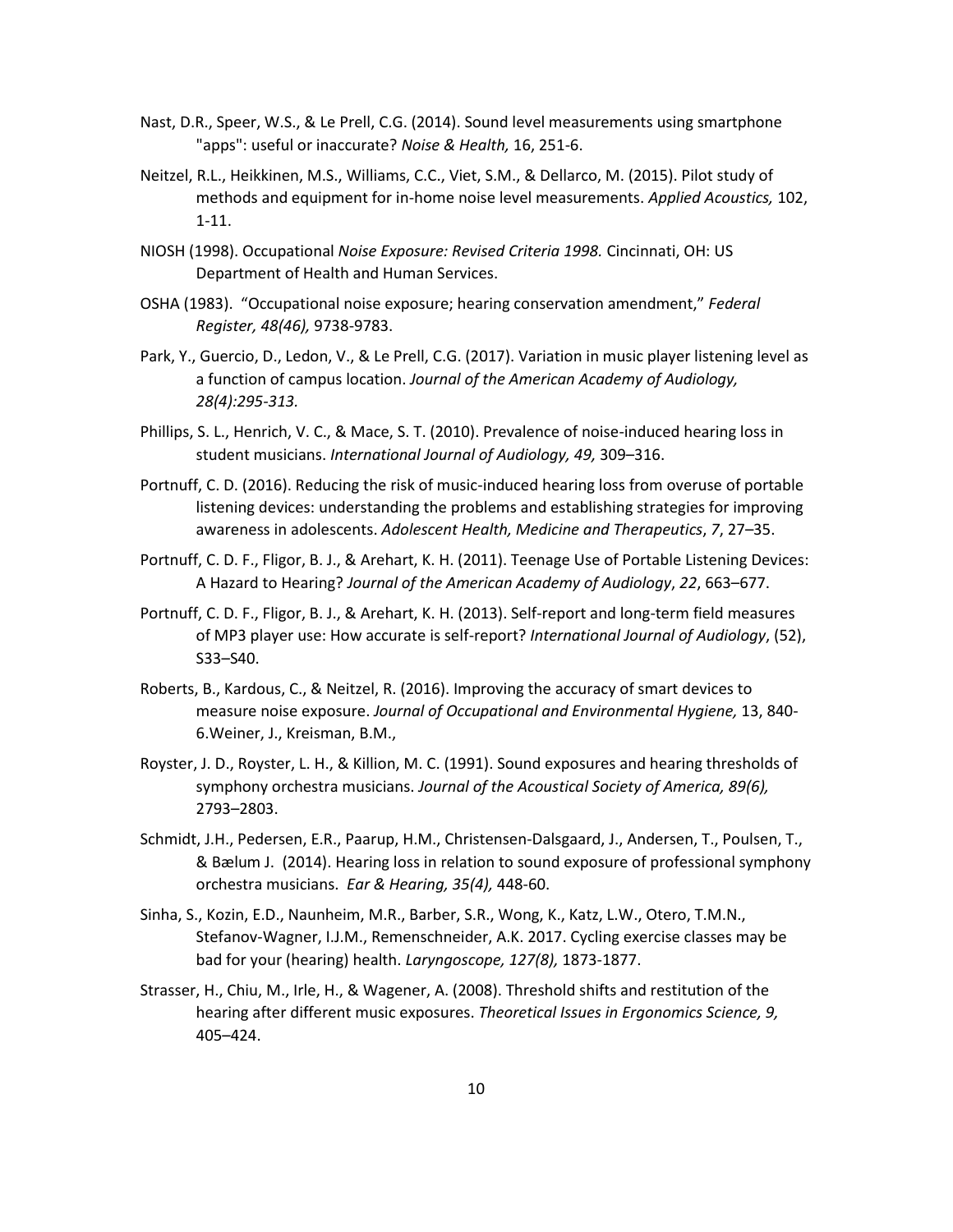Nast, D.R., Speer, W.S., & Le Prell, C.G. (2014). Sound level measurements using smartphone "apps": useful or inaccurate? *Noise & Health,* 16, 251-6.

Neitzel, R.L., Heikkinen, M.S., Williams, C.C., Viet, S.M., & Dellarco, M. (2015). Pilot study of methods and equipment for in-home noise level measurements. *Applied Acoustics,* 102, 1-11.

NIOSH (1998). Occupational *Noise Exposure: Revised Criteria 1998.* Cincinnati, OH: US Department of Health and Human Services.

OSHA (1983). "Occupational noise exposure; hearing conservation amendment," *Federal Register, 48(46),* 9738-9783.

Park, Y., Guercio, D., Ledon, V., & Le Prell, C.G. (2017). Variation in music player listening level as a function of campus location. *Journal of the American Academy of Audiology, 28(4):295-313.*

Phillips, S. L., Henrich, V. C., & Mace, S. T. (2010). Prevalence of noise-induced hearing loss in student musicians. *International Journal of Audiology, 49,* 309–316.

Portnuff, C. D. (2016). Reducing the risk of music-induced hearing loss from overuse of portable listening devices: understanding the problems and establishing strategies for improving awareness in adolescents. *Adolescent Health, Medicine and Therapeutics*, *7*, 27–35.

Portnuff, C. D. F., Fligor, B. J., & Arehart, K. H. (2011). Teenage Use of Portable Listening Devices: A Hazard to Hearing? *Journal of the American Academy of Audiology*, *22*, 663–677.

Portnuff, C. D. F., Fligor, B. J., & Arehart, K. H. (2013). Self-report and long-term field measures of MP3 player use: How accurate is self-report? *International Journal of Audiology*, (52), S33–S40.

Roberts, B., Kardous, C., & Neitzel, R. (2016). Improving the accuracy of smart devices to measure noise exposure. *Journal of Occupational and Environmental Hygiene,* 13, 840-6.Weiner, J., Kreisman, B.M.,

Royster, J. D., Royster, L. H., & Killion, M. C. (1991). Sound exposures and hearing thresholds of symphony orchestra musicians. *Journal of the Acoustical Society of America, 89(6),* 2793–2803.

Schmidt, J.H., Pedersen, E.R., Paarup, H.M., Christensen-Dalsgaard, J., Andersen, T., Poulsen, T., & Bælum J. (2014). Hearing loss in relation to sound exposure of professional symphony orchestra musicians. *Ear & Hearing, 35(4),* 448-60.

Sinha, S., Kozin, E.D., Naunheim, M.R., Barber, S.R., Wong, K., Katz, L.W., Otero, T.M.N., Stefanov-Wagner, I.J.M., Remenschneider, A.K. 2017. Cycling exercise classes may be bad for your (hearing) health. *Laryngoscope, 127(8),* 1873-1877.

Strasser, H., Chiu, M., Irle, H., & Wagener, A. (2008). Threshold shifts and restitution of the hearing after different music exposures. *Theoretical Issues in Ergonomics Science, 9,* 405–424.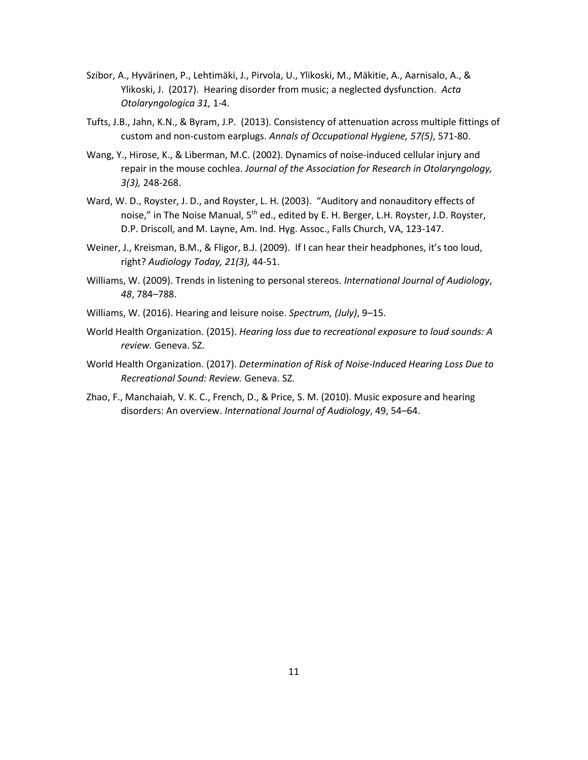Szibor, A., Hyvärinen, P., Lehtimäki, J., Pirvola, U., Ylikoski, M., Mäkitie, A., Aarnisalo, A., & Ylikoski, J. (2017). Hearing disorder from music; a neglected dysfunction. *Acta Otolaryngologica 31,* 1-4.

Tufts, J.B., Jahn, K.N., & Byram, J.P. (2013). Consistency of attenuation across multiple fittings of custom and non-custom earplugs. *Annals of Occupational Hygiene, 57(5)*, 571-80.

Wang, Y., Hirose, K., & Liberman, M.C. (2002). Dynamics of noise-induced cellular injury and repair in the mouse cochlea. *Journal of the Association for Research in Otolaryngology, 3(3),* 248-268.

Ward, W. D., Royster, J. D., and Royster, L. H. (2003). "Auditory and nonauditory effects of noise," in The Noise Manual, 5th ed., edited by E. H. Berger, L.H. Royster, J.D. Royster, D.P. Driscoll, and M. Layne, Am. Ind. Hyg. Assoc., Falls Church, VA, 123-147.

Weiner, J., Kreisman, B.M., & Fligor, B.J. (2009). If I can hear their headphones, it's too loud, right? *Audiology Today, 21(3),* 44-51.

Williams, W. (2009). Trends in listening to personal stereos. *International Journal of Audiology*, *48*, 784–788.

Williams, W. (2016). Hearing and leisure noise. *Spectrum, (July)*, 9–15.

World Health Organization. (2015). *Hearing loss due to recreational exposure to loud sounds: A review.* Geneva. SZ.

World Health Organization. (2017). *Determination of Risk of Noise-Induced Hearing Loss Due to Recreational Sound: Review.* Geneva. SZ.

Zhao, F., Manchaiah, V. K. C., French, D., & Price, S. M. (2010). Music exposure and hearing disorders: An overview. *International Journal of Audiology*, 49, 54–64.